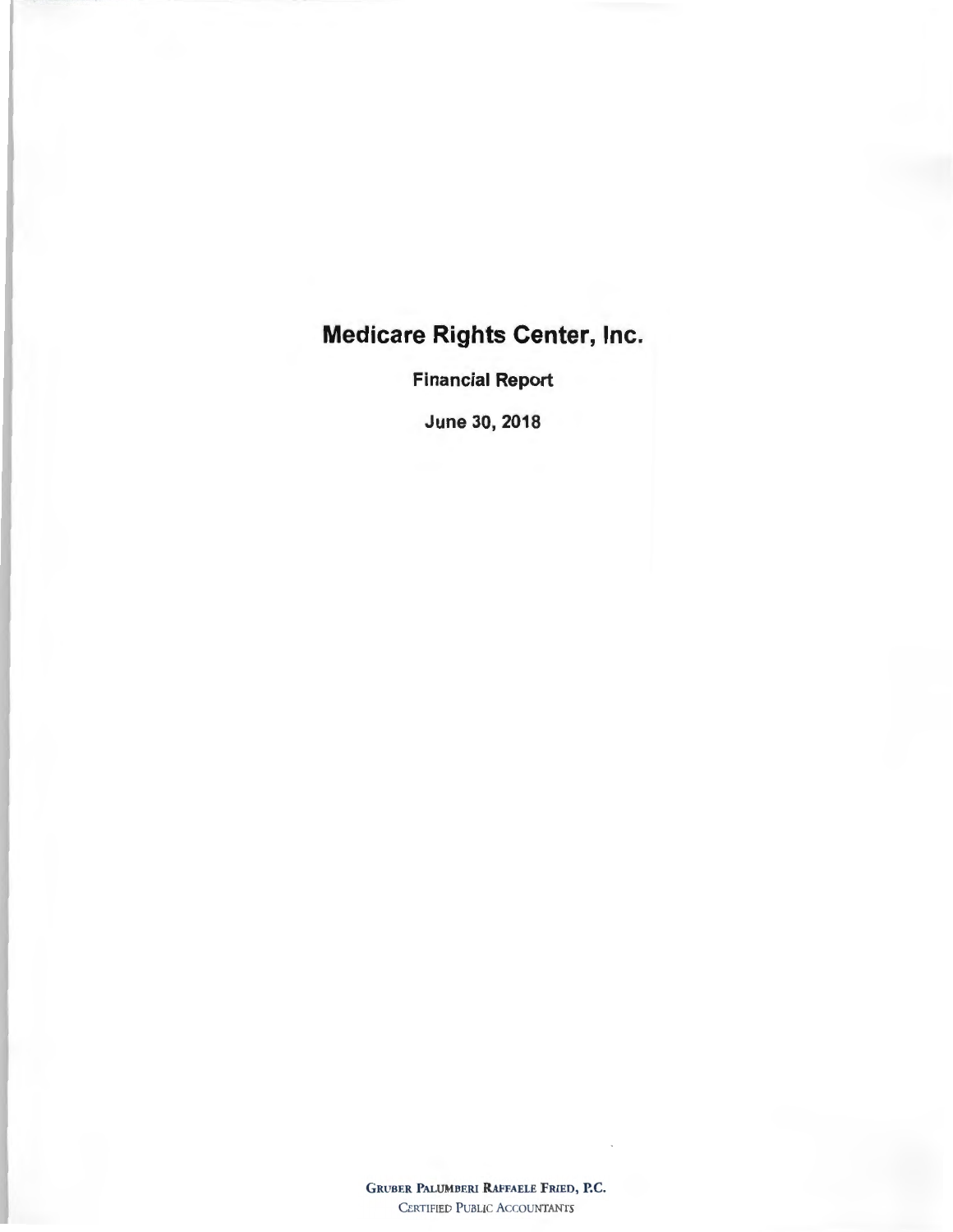# Medicare Rights Center, Inc.

**Financial Report**

**June 30, 2018**

GRUBER PALUMBERI RAFFAELE FRIED, P.C.
CERTIFIED PUBLIC ACCOUNTANTS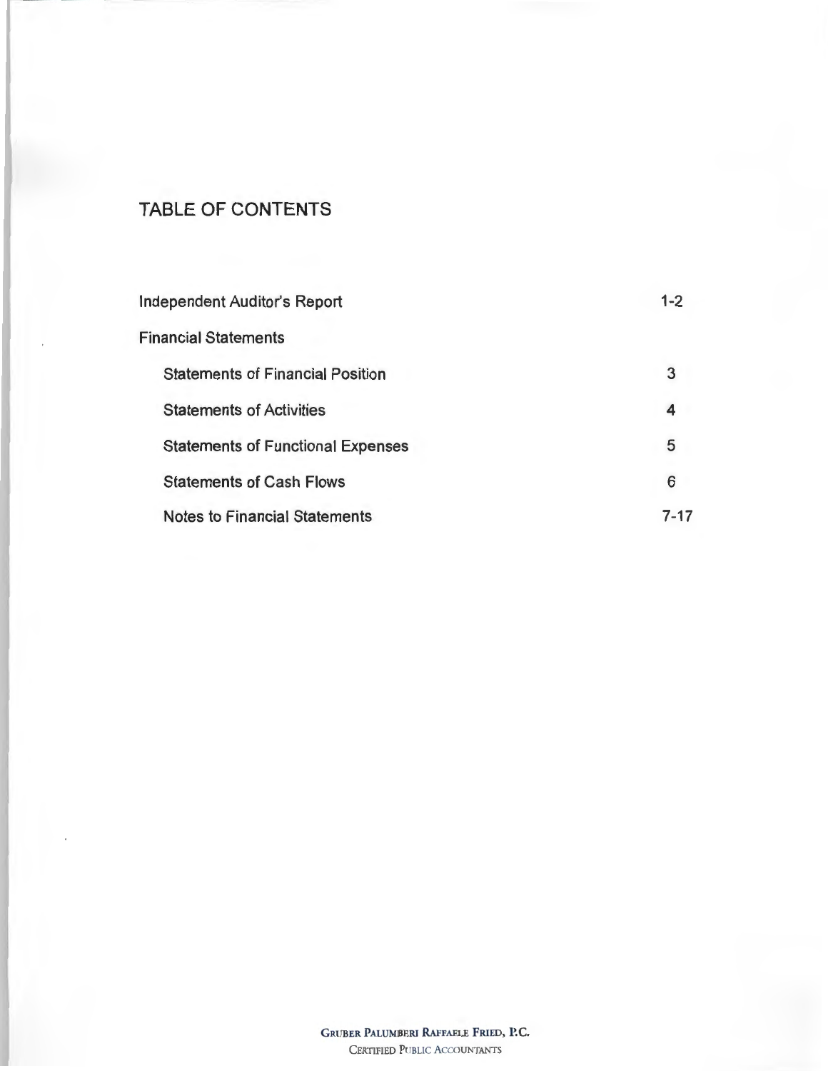# TABLE OF CONTENTS

| | |
|---|---|
| Independent Auditor's Report | 1-2 |
| Financial Statements | |
| Statements of Financial Position | 3 |
| Statements of Activities | 4 |
| Statements of Functional Expenses | 5 |
| Statements of Cash Flows | 6 |
| Notes to Financial Statements | 7-17 |

GRUBER PALUMBERI RAFFAELE FRIED, P.C.
CERTIFIED PUBLIC ACCOUNTANTS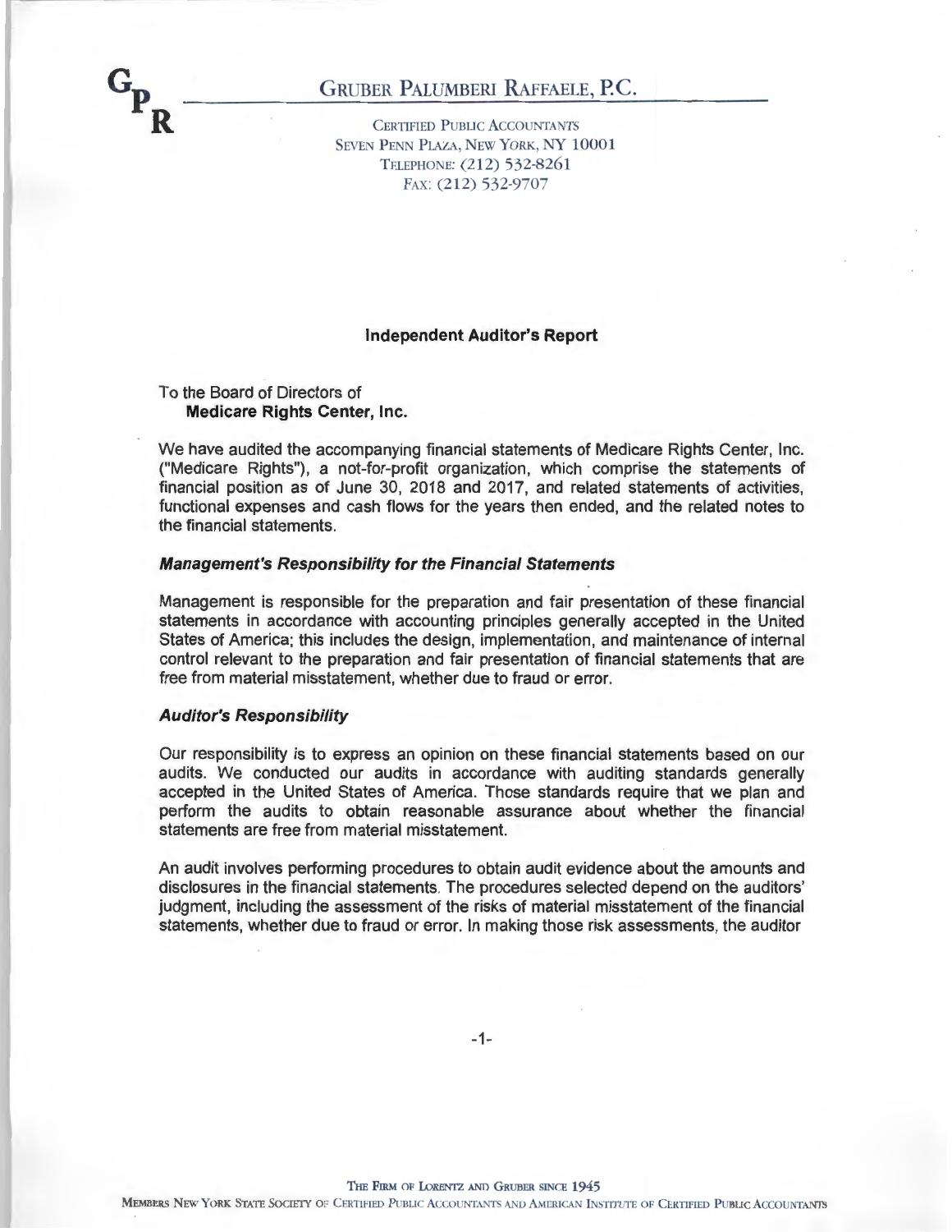# Gruber Palumberi Raffaele, P.C.

Certified Public Accountants
Seven Penn Plaza, New York, NY 10001
Telephone: (212) 532-8261
Fax: (212) 532-9707

## Independent Auditor's Report

To the Board of Directors of
**Medicare Rights Center, Inc.**

We have audited the accompanying financial statements of Medicare Rights Center, Inc. ("Medicare Rights"), a not-for-profit organization, which comprise the statements of financial position as of June 30, 2018 and 2017, and related statements of activities, functional expenses and cash flows for the years then ended, and the related notes to the financial statements.

### *Management's Responsibility for the Financial Statements*

Management is responsible for the preparation and fair presentation of these financial statements in accordance with accounting principles generally accepted in the United States of America; this includes the design, implementation, and maintenance of internal control relevant to the preparation and fair presentation of financial statements that are free from material misstatement, whether due to fraud or error.

### *Auditor's Responsibility*

Our responsibility is to express an opinion on these financial statements based on our audits. We conducted our audits in accordance with auditing standards generally accepted in the United States of America. Those standards require that we plan and perform the audits to obtain reasonable assurance about whether the financial statements are free from material misstatement.

An audit involves performing procedures to obtain audit evidence about the amounts and disclosures in the financial statements. The procedures selected depend on the auditors' judgment, including the assessment of the risks of material misstatement of the financial statements, whether due to fraud or error. In making those risk assessments, the auditor

The Firm of Lorentz and Gruber since 1945

Members New York State Society of Certified Public Accountants and American Institute of Certified Public Accountants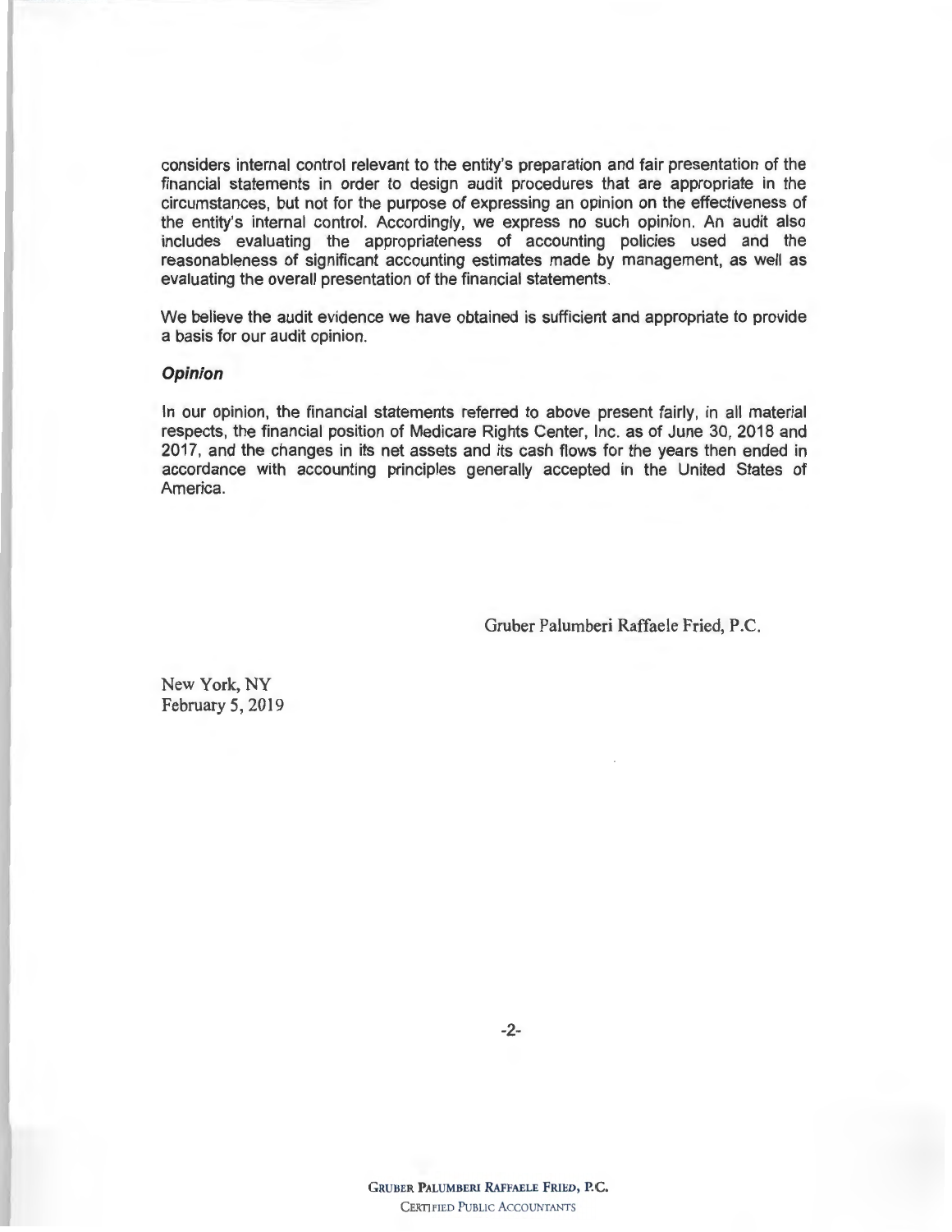considers internal control relevant to the entity's preparation and fair presentation of the financial statements in order to design audit procedures that are appropriate in the circumstances, but not for the purpose of expressing an opinion on the effectiveness of the entity's internal control. Accordingly, we express no such opinion. An audit also includes evaluating the appropriateness of accounting policies used and the reasonableness of significant accounting estimates made by management, as well as evaluating the overall presentation of the financial statements.

We believe the audit evidence we have obtained is sufficient and appropriate to provide a basis for our audit opinion.

***Opinion***

In our opinion, the financial statements referred to above present fairly, in all material respects, the financial position of Medicare Rights Center, Inc. as of June 30, 2018 and 2017, and the changes in its net assets and its cash flows for the years then ended in accordance with accounting principles generally accepted in the United States of America.

Gruber Palumberi Raffaele Fried, P.C.

New York, NY
February 5, 2019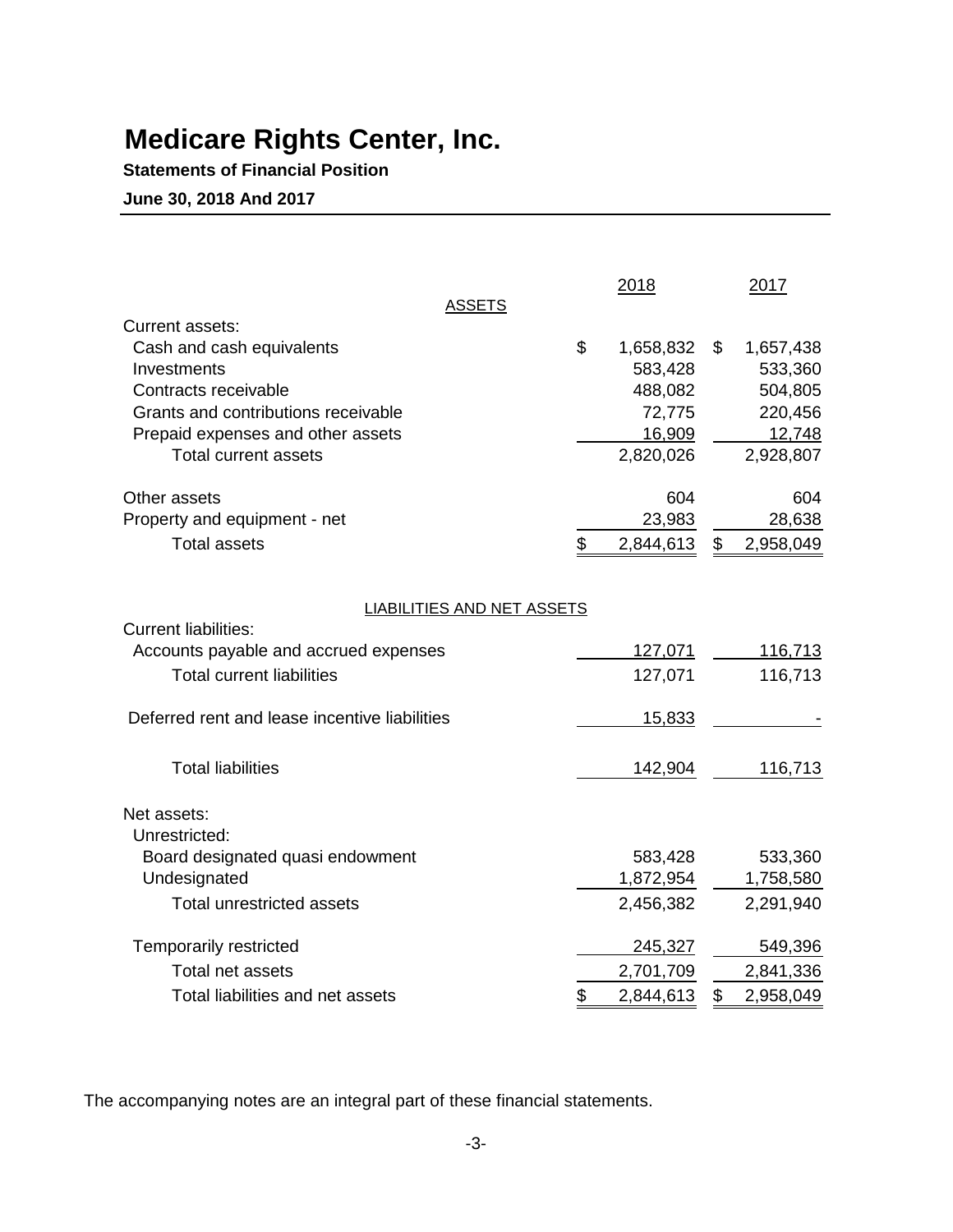# Medicare Rights Center, Inc.

**Statements of Financial Position**

**June 30, 2018 And 2017**

| | 2018 | 2017 |
|---|---|---|
| **ASSETS** | | |
| Current assets: | | |
| Cash and cash equivalents | $ 1,658,832 | $ 1,657,438 |
| Investments | 583,428 | 533,360 |
| Contracts receivable | 488,082 | 504,805 |
| Grants and contributions receivable | 72,775 | 220,456 |
| Prepaid expenses and other assets | 16,909 | 12,748 |
| Total current assets | 2,820,026 | 2,928,807 |
| Other assets | 604 | 604 |
| Property and equipment - net | 23,983 | 28,638 |
| Total assets | $ 2,844,613 | $ 2,958,049 |
| **LIABILITIES AND NET ASSETS** | | |
| Current liabilities: | | |
| Accounts payable and accrued expenses | 127,071 | 116,713 |
| Total current liabilities | 127,071 | 116,713 |
| Deferred rent and lease incentive liabilities | 15,833 | - |
| Total liabilities | 142,904 | 116,713 |
| Net assets: | | |
| Unrestricted: | | |
| Board designated quasi endowment | 583,428 | 533,360 |
| Undesignated | 1,872,954 | 1,758,580 |
| Total unrestricted assets | 2,456,382 | 2,291,940 |
| Temporarily restricted | 245,327 | 549,396 |
| Total net assets | 2,701,709 | 2,841,336 |
| Total liabilities and net assets | $ 2,844,613 | $ 2,958,049 |

The accompanying notes are an integral part of these financial statements.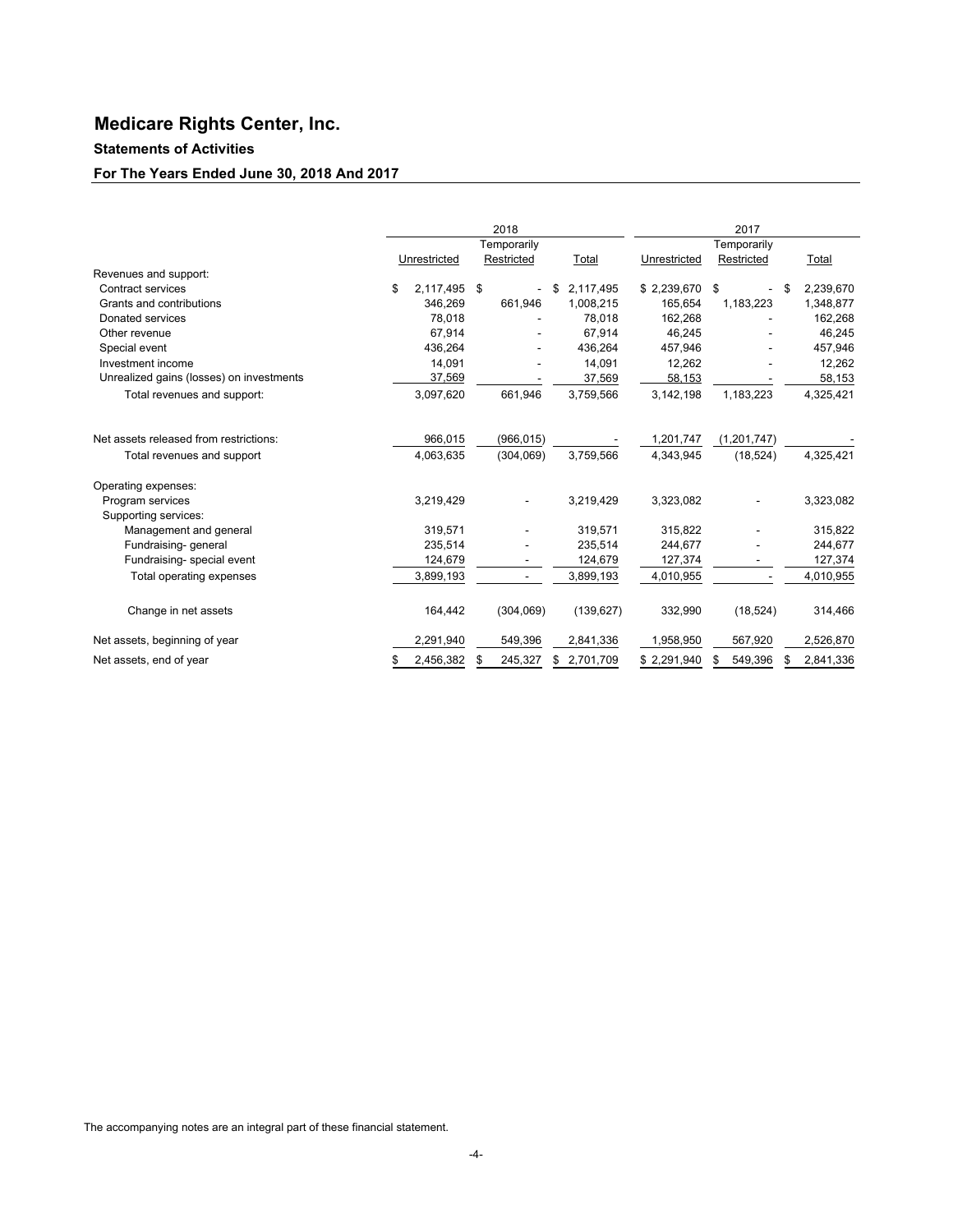# Medicare Rights Center, Inc.

### Statements of Activities

### For The Years Ended June 30, 2018 And 2017

| | 2018 | | | 2017 | | |
|---|---|---|---|---|---|---|
| | Unrestricted | Temporarily Restricted | Total | Unrestricted | Temporarily Restricted | Total |
| Revenues and support: | | | | | | |
| Contract services | $ 2,117,495 | $ - | $ 2,117,495 | $ 2,239,670 | $ - | $ 2,239,670 |
| Grants and contributions | 346,269 | 661,946 | 1,008,215 | 165,654 | 1,183,223 | 1,348,877 |
| Donated services | 78,018 | - | 78,018 | 162,268 | - | 162,268 |
| Other revenue | 67,914 | - | 67,914 | 46,245 | - | 46,245 |
| Special event | 436,264 | - | 436,264 | 457,946 | - | 457,946 |
| Investment income | 14,091 | - | 14,091 | 12,262 | - | 12,262 |
| Unrealized gains (losses) on investments | 37,569 | - | 37,569 | 58,153 | - | 58,153 |
| Total revenues and support: | 3,097,620 | 661,946 | 3,759,566 | 3,142,198 | 1,183,223 | 4,325,421 |
| Net assets released from restrictions: | 966,015 | (966,015) | - | 1,201,747 | (1,201,747) | - |
| Total revenues and support | 4,063,635 | (304,069) | 3,759,566 | 4,343,945 | (18,524) | 4,325,421 |
| Operating expenses: | | | | | | |
| Program services | 3,219,429 | - | 3,219,429 | 3,323,082 | - | 3,323,082 |
| Supporting services: | | | | | | |
| Management and general | 319,571 | - | 319,571 | 315,822 | - | 315,822 |
| Fundraising- general | 235,514 | - | 235,514 | 244,677 | - | 244,677 |
| Fundraising- special event | 124,679 | - | 124,679 | 127,374 | - | 127,374 |
| Total operating expenses | 3,899,193 | - | 3,899,193 | 4,010,955 | - | 4,010,955 |
| Change in net assets | 164,442 | (304,069) | (139,627) | 332,990 | (18,524) | 314,466 |
| Net assets, beginning of year | 2,291,940 | 549,396 | 2,841,336 | 1,958,950 | 567,920 | 2,526,870 |
| Net assets, end of year | $ 2,456,382 | $ 245,327 | $ 2,701,709 | $ 2,291,940 | $ 549,396 | $ 2,841,336 |

The accompanying notes are an integral part of these financial statement.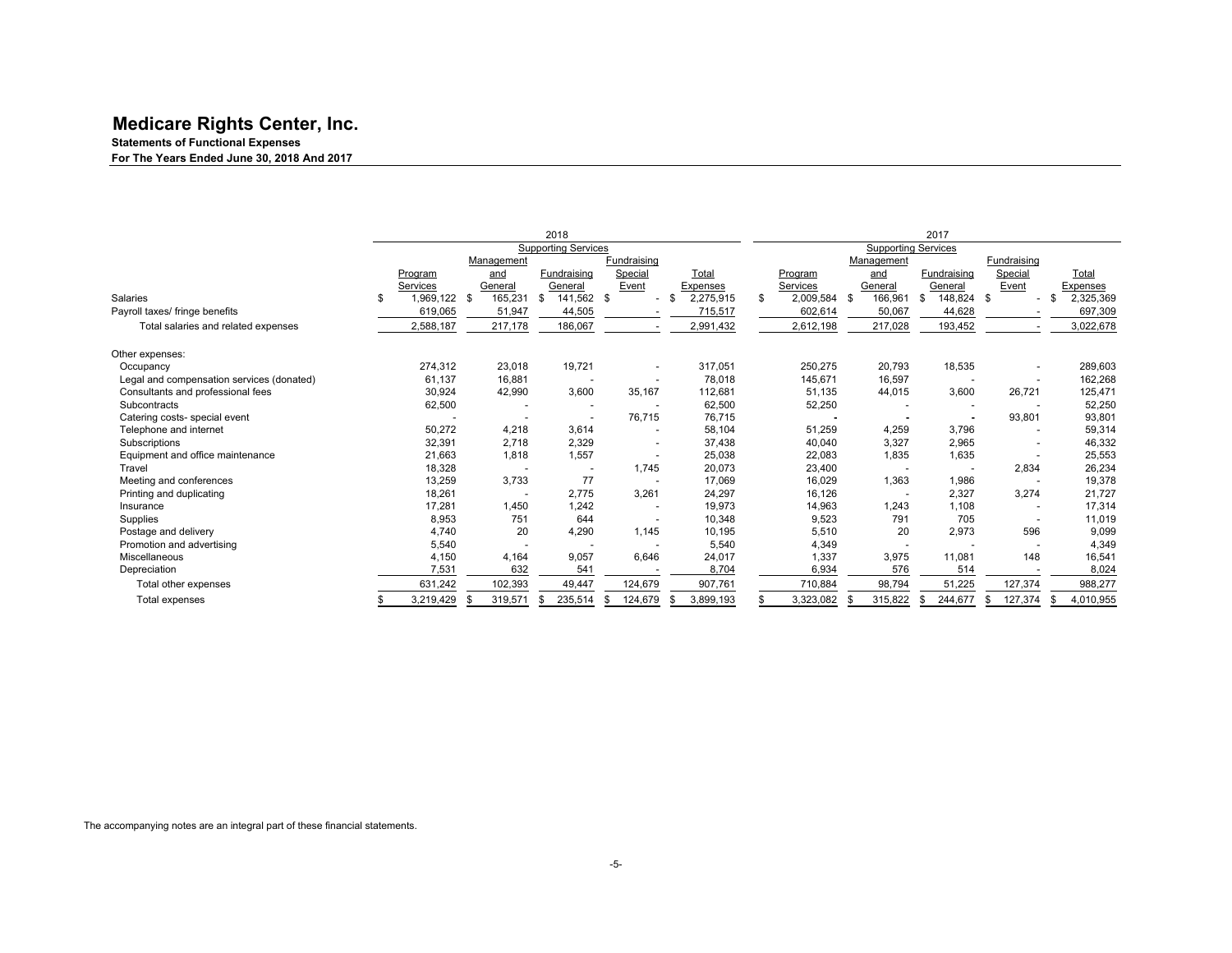# Medicare Rights Center, Inc.

**Statements of Functional Expenses**

**For The Years Ended June 30, 2018 And 2017**

| | 2018 | | | | | 2017 | | | | |
|---|---|---|---|---|---|---|---|---|---|---|
| | | Supporting Services | | | | | Supporting Services | | | |
| | Program Services | Management and General | Fundraising General | Fundraising Special Event | Total Expenses | Program Services | Management and General | Fundraising General | Fundraising Special Event | Total Expenses |
| Salaries | $ 1,969,122 | $ 165,231 | $ 141,562 | $ - | $ 2,275,915 | $ 2,009,584 | $ 166,961 | $ 148,824 | $ - | $ 2,325,369 |
| Payroll taxes/ fringe benefits | 619,065 | 51,947 | 44,505 | - | 715,517 | 602,614 | 50,067 | 44,628 | - | 697,309 |
| Total salaries and related expenses | 2,588,187 | 217,178 | 186,067 | - | 2,991,432 | 2,612,198 | 217,028 | 193,452 | - | 3,022,678 |
| Other expenses: | | | | | | | | | | |
| Occupancy | 274,312 | 23,018 | 19,721 | - | 317,051 | 250,275 | 20,793 | 18,535 | - | 289,603 |
| Legal and compensation services (donated) | 61,137 | 16,881 | - | - | 78,018 | 145,671 | 16,597 | - | - | 162,268 |
| Consultants and professional fees | 30,924 | 42,990 | 3,600 | 35,167 | 112,681 | 51,135 | 44,015 | 3,600 | 26,721 | 125,471 |
| Subcontracts | 62,500 | - | - | - | 62,500 | 52,250 | - | - | - | 52,250 |
| Catering costs- special event | - | - | - | 76,715 | 76,715 | - | - | - | 93,801 | 93,801 |
| Telephone and internet | 50,272 | 4,218 | 3,614 | - | 58,104 | 51,259 | 4,259 | 3,796 | - | 59,314 |
| Subscriptions | 32,391 | 2,718 | 2,329 | - | 37,438 | 40,040 | 3,327 | 2,965 | - | 46,332 |
| Equipment and office maintenance | 21,663 | 1,818 | 1,557 | - | 25,038 | 22,083 | 1,835 | 1,635 | - | 25,553 |
| Travel | 18,328 | - | - | 1,745 | 20,073 | 23,400 | - | - | 2,834 | 26,234 |
| Meeting and conferences | 13,259 | 3,733 | 77 | - | 17,069 | 16,029 | 1,363 | 1,986 | - | 19,378 |
| Printing and duplicating | 18,261 | - | 2,775 | 3,261 | 24,297 | 16,126 | - | 2,327 | 3,274 | 21,727 |
| Insurance | 17,281 | 1,450 | 1,242 | - | 19,973 | 14,963 | 1,243 | 1,108 | - | 17,314 |
| Supplies | 8,953 | 751 | 644 | - | 10,348 | 9,523 | 791 | 705 | - | 11,019 |
| Postage and delivery | 4,740 | 20 | 4,290 | 1,145 | 10,195 | 5,510 | 20 | 2,973 | 596 | 9,099 |
| Promotion and advertising | 5,540 | - | - | - | 5,540 | 4,349 | - | - | - | 4,349 |
| Miscellaneous | 4,150 | 4,164 | 9,057 | 6,646 | 24,017 | 1,337 | 3,975 | 11,081 | 148 | 16,541 |
| Depreciation | 7,531 | 632 | 541 | - | 8,704 | 6,934 | 576 | 514 | - | 8,024 |
| Total other expenses | 631,242 | 102,393 | 49,447 | 124,679 | 907,761 | 710,884 | 98,794 | 51,225 | 127,374 | 988,277 |
| Total expenses | $ 3,219,429 | $ 319,571 | $ 235,514 | $ 124,679 | $ 3,899,193 | $ 3,323,082 | $ 315,822 | $ 244,677 | $ 127,374 | $ 4,010,955 |

The accompanying notes are an integral part of these financial statements.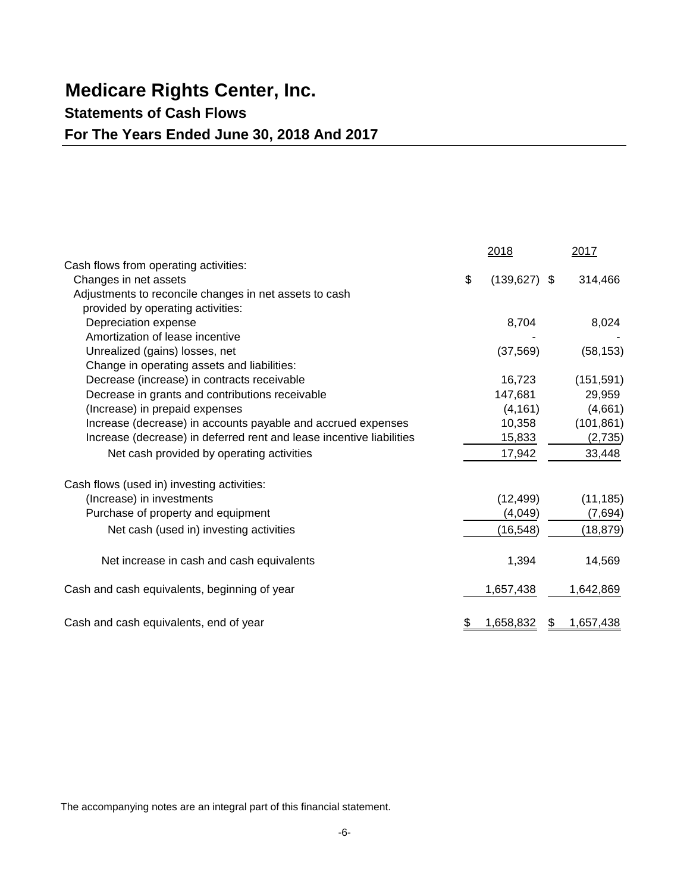# Medicare Rights Center, Inc.

## Statements of Cash Flows

## For The Years Ended June 30, 2018 And 2017

| | 2018 | 2017 |
|---|---|---|
| Cash flows from operating activities: | | |
| Changes in net assets | $ (139,627) | $ 314,466 |
| Adjustments to reconcile changes in net assets to cash provided by operating activities: | | |
| Depreciation expense | 8,704 | 8,024 |
| Amortization of lease incentive | - | - |
| Unrealized (gains) losses, net | (37,569) | (58,153) |
| Change in operating assets and liabilities: | | |
| Decrease (increase) in contracts receivable | 16,723 | (151,591) |
| Decrease in grants and contributions receivable | 147,681 | 29,959 |
| (Increase) in prepaid expenses | (4,161) | (4,661) |
| Increase (decrease) in accounts payable and accrued expenses | 10,358 | (101,861) |
| Increase (decrease) in deferred rent and lease incentive liabilities | 15,833 | (2,735) |
| Net cash provided by operating activities | 17,942 | 33,448 |
| Cash flows (used in) investing activities: | | |
| (Increase) in investments | (12,499) | (11,185) |
| Purchase of property and equipment | (4,049) | (7,694) |
| Net cash (used in) investing activities | (16,548) | (18,879) |
| Net increase in cash and cash equivalents | 1,394 | 14,569 |
| Cash and cash equivalents, beginning of year | 1,657,438 | 1,642,869 |
| Cash and cash equivalents, end of year | $ 1,658,832 | $ 1,657,438 |

The accompanying notes are an integral part of this financial statement.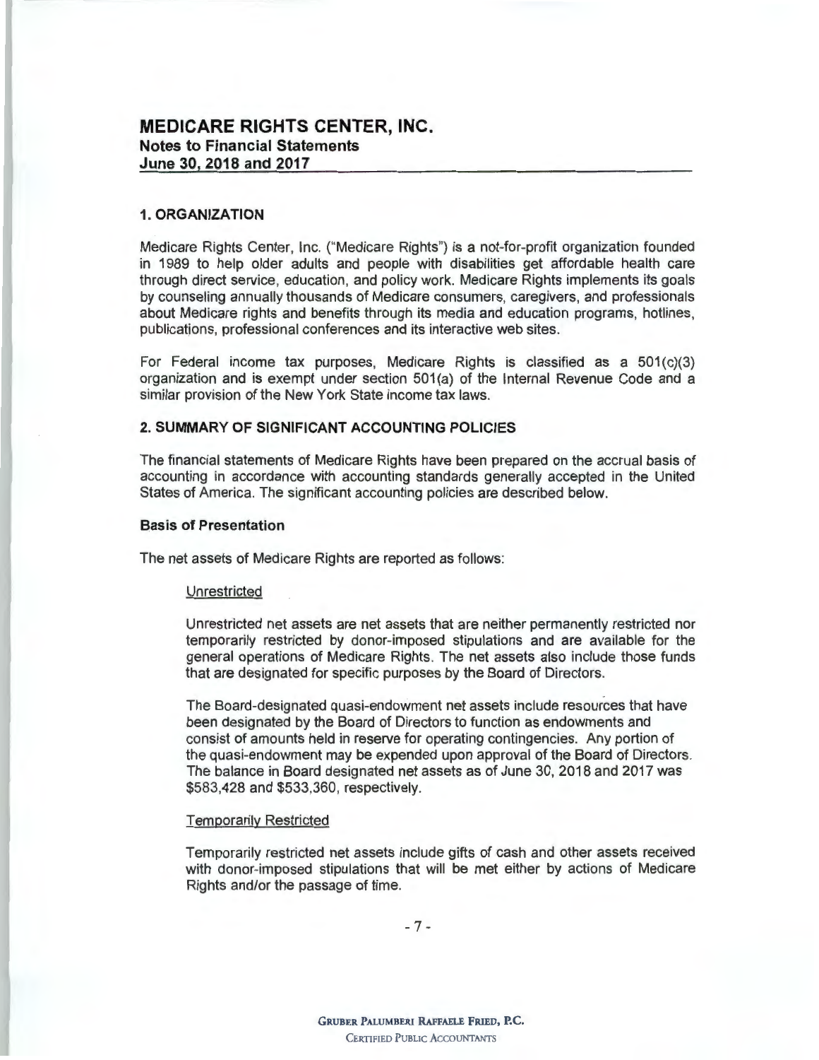# MEDICARE RIGHTS CENTER, INC.
## Notes to Financial Statements
## June 30, 2018 and 2017

### 1. ORGANIZATION

Medicare Rights Center, Inc. ("Medicare Rights") is a not-for-profit organization founded in 1989 to help older adults and people with disabilities get affordable health care through direct service, education, and policy work. Medicare Rights implements its goals by counseling annually thousands of Medicare consumers, caregivers, and professionals about Medicare rights and benefits through its media and education programs, hotlines, publications, professional conferences and its interactive web sites.

For Federal income tax purposes, Medicare Rights is classified as a 501(c)(3) organization and is exempt under section 501(a) of the Internal Revenue Code and a similar provision of the New York State income tax laws.

### 2. SUMMARY OF SIGNIFICANT ACCOUNTING POLICIES

The financial statements of Medicare Rights have been prepared on the accrual basis of accounting in accordance with accounting standards generally accepted in the United States of America. The significant accounting policies are described below.

#### Basis of Presentation

The net assets of Medicare Rights are reported as follows:

Unrestricted

Unrestricted net assets are net assets that are neither permanently restricted nor temporarily restricted by donor-imposed stipulations and are available for the general operations of Medicare Rights. The net assets also include those funds that are designated for specific purposes by the Board of Directors.

The Board-designated quasi-endowment net assets include resources that have been designated by the Board of Directors to function as endowments and consist of amounts held in reserve for operating contingencies. Any portion of the quasi-endowment may be expended upon approval of the Board of Directors. The balance in Board designated net assets as of June 30, 2018 and 2017 was $583,428 and $533,360, respectively.

Temporarily Restricted

Temporarily restricted net assets include gifts of cash and other assets received with donor-imposed stipulations that will be met either by actions of Medicare Rights and/or the passage of time.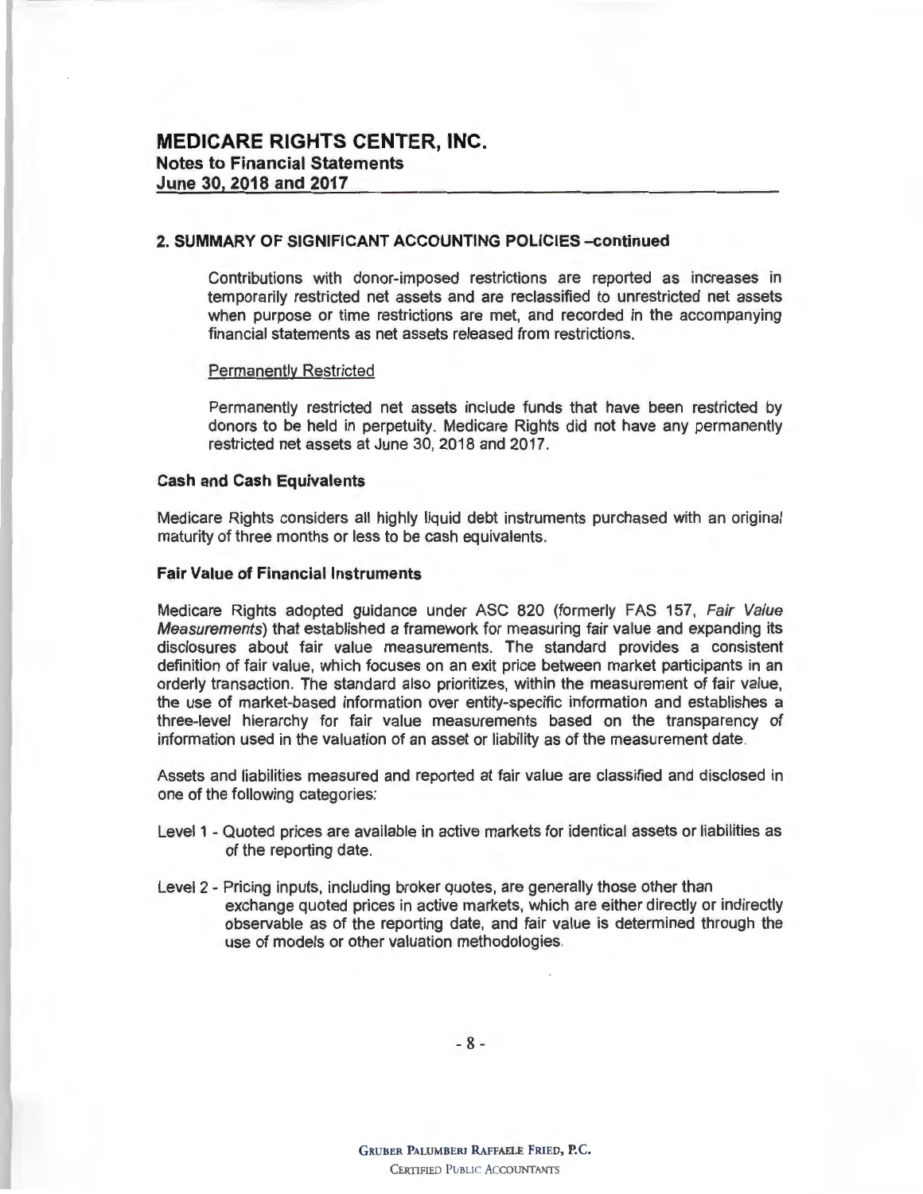## 2. SUMMARY OF SIGNIFICANT ACCOUNTING POLICIES –continued

Contributions with donor-imposed restrictions are reported as increases in temporarily restricted net assets and are reclassified to unrestricted net assets when purpose or time restrictions are met, and recorded in the accompanying financial statements as net assets released from restrictions.

Permanently Restricted

Permanently restricted net assets include funds that have been restricted by donors to be held in perpetuity. Medicare Rights did not have any permanently restricted net assets at June 30, 2018 and 2017.

### Cash and Cash Equivalents

Medicare Rights considers all highly liquid debt instruments purchased with an original maturity of three months or less to be cash equivalents.

### Fair Value of Financial Instruments

Medicare Rights adopted guidance under ASC 820 (formerly FAS 157, *Fair Value Measurements*) that established a framework for measuring fair value and expanding its disclosures about fair value measurements. The standard provides a consistent definition of fair value, which focuses on an exit price between market participants in an orderly transaction. The standard also prioritizes, within the measurement of fair value, the use of market-based information over entity-specific information and establishes a three-level hierarchy for fair value measurements based on the transparency of information used in the valuation of an asset or liability as of the measurement date.

Assets and liabilities measured and reported at fair value are classified and disclosed in one of the following categories:

Level 1 - Quoted prices are available in active markets for identical assets or liabilities as of the reporting date.

Level 2 - Pricing inputs, including broker quotes, are generally those other than exchange quoted prices in active markets, which are either directly or indirectly observable as of the reporting date, and fair value is determined through the use of models or other valuation methodologies.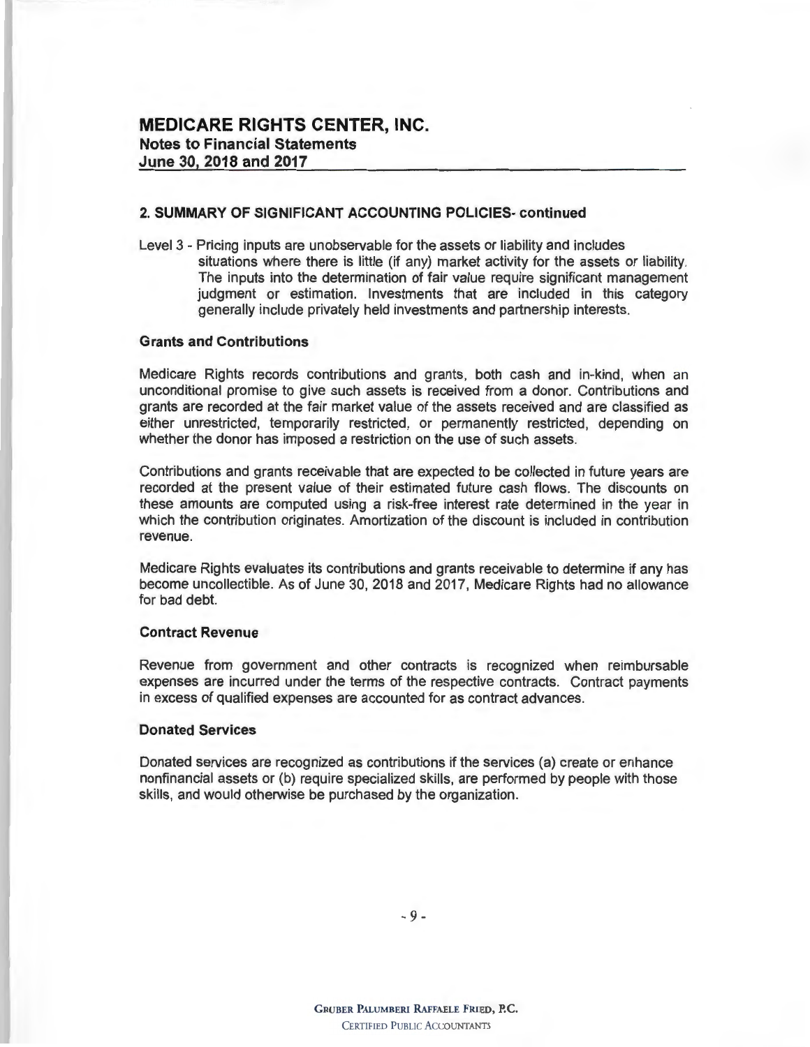# MEDICARE RIGHTS CENTER, INC.
## Notes to Financial Statements
## June 30, 2018 and 2017

### 2. SUMMARY OF SIGNIFICANT ACCOUNTING POLICIES- continued

Level 3 - Pricing inputs are unobservable for the assets or liability and includes situations where there is little (if any) market activity for the assets or liability. The inputs into the determination of fair value require significant management judgment or estimation. Investments that are included in this category generally include privately held investments and partnership interests.

#### Grants and Contributions

Medicare Rights records contributions and grants, both cash and in-kind, when an unconditional promise to give such assets is received from a donor. Contributions and grants are recorded at the fair market value of the assets received and are classified as either unrestricted, temporarily restricted, or permanently restricted, depending on whether the donor has imposed a restriction on the use of such assets.

Contributions and grants receivable that are expected to be collected in future years are recorded at the present value of their estimated future cash flows. The discounts on these amounts are computed using a risk-free interest rate determined in the year in which the contribution originates. Amortization of the discount is included in contribution revenue.

Medicare Rights evaluates its contributions and grants receivable to determine if any has become uncollectible. As of June 30, 2018 and 2017, Medicare Rights had no allowance for bad debt.

#### Contract Revenue

Revenue from government and other contracts is recognized when reimbursable expenses are incurred under the terms of the respective contracts. Contract payments in excess of qualified expenses are accounted for as contract advances.

#### Donated Services

Donated services are recognized as contributions if the services (a) create or enhance nonfinancial assets or (b) require specialized skills, are performed by people with those skills, and would otherwise be purchased by the organization.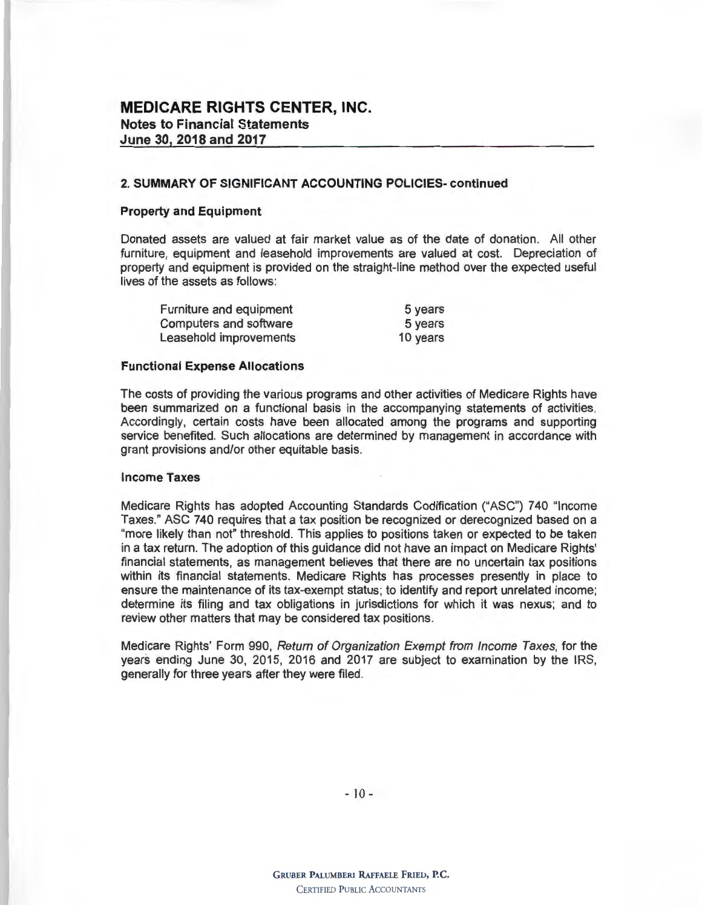# MEDICARE RIGHTS CENTER, INC.

## Notes to Financial Statements
## June 30, 2018 and 2017

### 2. SUMMARY OF SIGNIFICANT ACCOUNTING POLICIES- continued

#### Property and Equipment

Donated assets are valued at fair market value as of the date of donation. All other furniture, equipment and leasehold improvements are valued at cost. Depreciation of property and equipment is provided on the straight-line method over the expected useful lives of the assets as follows:

| | |
|---|---|
| Furniture and equipment | 5 years |
| Computers and software | 5 years |
| Leasehold improvements | 10 years |

#### Functional Expense Allocations

The costs of providing the various programs and other activities of Medicare Rights have been summarized on a functional basis in the accompanying statements of activities. Accordingly, certain costs have been allocated among the programs and supporting service benefited. Such allocations are determined by management in accordance with grant provisions and/or other equitable basis.

#### Income Taxes

Medicare Rights has adopted Accounting Standards Codification ("ASC") 740 "Income Taxes." ASC 740 requires that a tax position be recognized or derecognized based on a "more likely than not" threshold. This applies to positions taken or expected to be taken in a tax return. The adoption of this guidance did not have an impact on Medicare Rights' financial statements, as management believes that there are no uncertain tax positions within its financial statements. Medicare Rights has processes presently in place to ensure the maintenance of its tax-exempt status; to identify and report unrelated income; determine its filing and tax obligations in jurisdictions for which it was nexus; and to review other matters that may be considered tax positions.

Medicare Rights' Form 990, *Return of Organization Exempt from Income Taxes*, for the years ending June 30, 2015, 2016 and 2017 are subject to examination by the IRS, generally for three years after they were filed.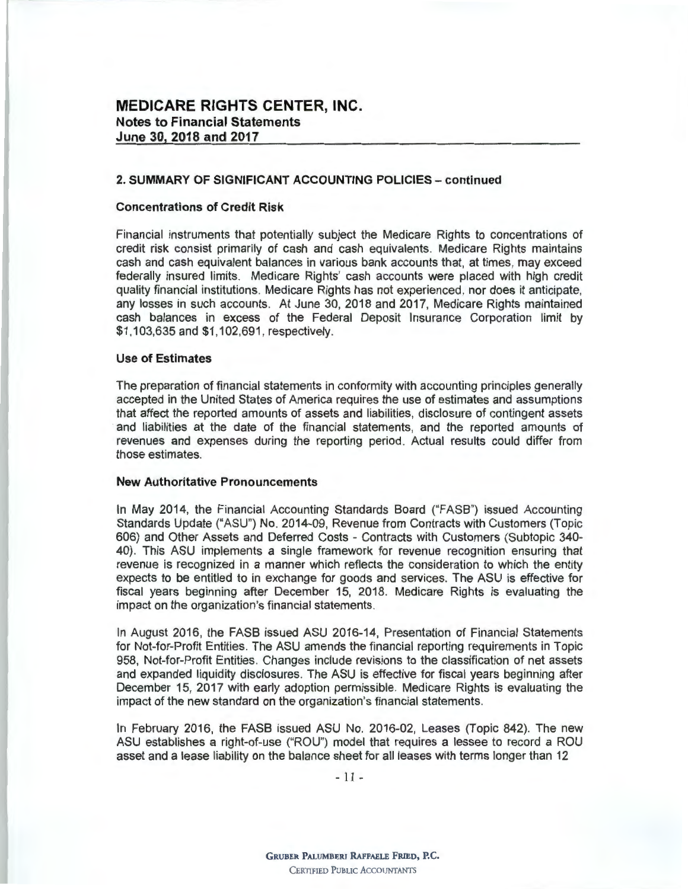## MEDICARE RIGHTS CENTER, INC.
### Notes to Financial Statements
### June 30, 2018 and 2017

### 2. SUMMARY OF SIGNIFICANT ACCOUNTING POLICIES – continued

#### Concentrations of Credit Risk

Financial instruments that potentially subject the Medicare Rights to concentrations of credit risk consist primarily of cash and cash equivalents. Medicare Rights maintains cash and cash equivalent balances in various bank accounts that, at times, may exceed federally insured limits. Medicare Rights' cash accounts were placed with high credit quality financial institutions. Medicare Rights has not experienced, nor does it anticipate, any losses in such accounts. At June 30, 2018 and 2017, Medicare Rights maintained cash balances in excess of the Federal Deposit Insurance Corporation limit by $1,103,635 and $1,102,691, respectively.

#### Use of Estimates

The preparation of financial statements in conformity with accounting principles generally accepted in the United States of America requires the use of estimates and assumptions that affect the reported amounts of assets and liabilities, disclosure of contingent assets and liabilities at the date of the financial statements, and the reported amounts of revenues and expenses during the reporting period. Actual results could differ from those estimates.

#### New Authoritative Pronouncements

In May 2014, the Financial Accounting Standards Board ("FASB") issued Accounting Standards Update ("ASU") No. 2014-09, Revenue from Contracts with Customers (Topic 606) and Other Assets and Deferred Costs - Contracts with Customers (Subtopic 340-40). This ASU implements a single framework for revenue recognition ensuring that revenue is recognized in a manner which reflects the consideration to which the entity expects to be entitled to in exchange for goods and services. The ASU is effective for fiscal years beginning after December 15, 2018. Medicare Rights is evaluating the impact on the organization's financial statements.

In August 2016, the FASB issued ASU 2016-14, Presentation of Financial Statements for Not-for-Profit Entities. The ASU amends the financial reporting requirements in Topic 958, Not-for-Profit Entities. Changes include revisions to the classification of net assets and expanded liquidity disclosures. The ASU is effective for fiscal years beginning after December 15, 2017 with early adoption permissible. Medicare Rights is evaluating the impact of the new standard on the organization's financial statements.

In February 2016, the FASB issued ASU No. 2016-02, Leases (Topic 842). The new ASU establishes a right-of-use ("ROU") model that requires a lessee to record a ROU asset and a lease liability on the balance sheet for all leases with terms longer than 12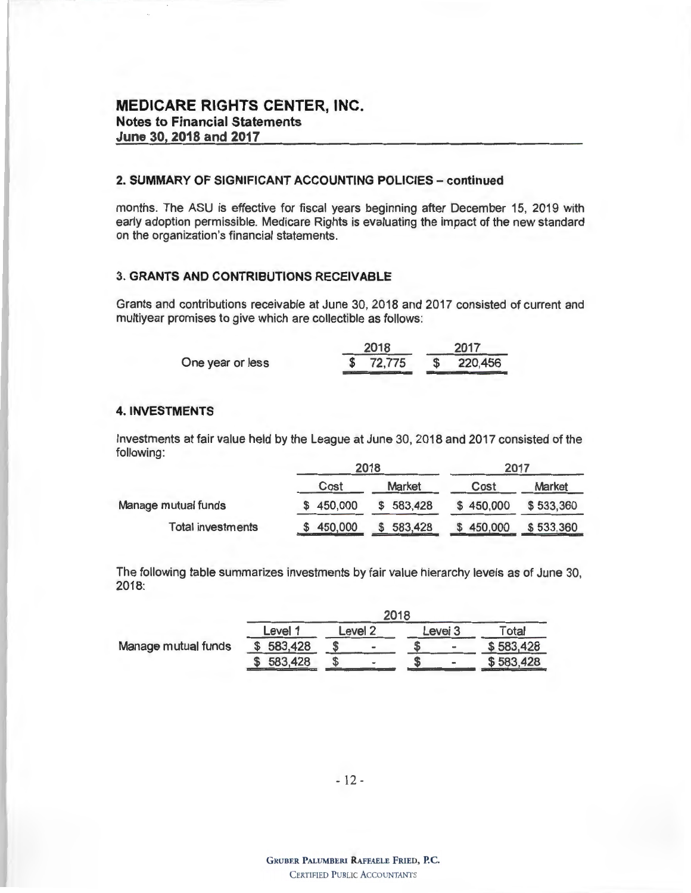## 2. SUMMARY OF SIGNIFICANT ACCOUNTING POLICIES – continued

months. The ASU is effective for fiscal years beginning after December 15, 2019 with early adoption permissible. Medicare Rights is evaluating the impact of the new standard on the organization's financial statements.

## 3. GRANTS AND CONTRIBUTIONS RECEIVABLE

Grants and contributions receivable at June 30, 2018 and 2017 consisted of current and multiyear promises to give which are collectible as follows:

| | 2018 | 2017 |
|---|---|---|
| One year or less | $ 72,775 | $ 220,456 |

## 4. INVESTMENTS

Investments at fair value held by the League at June 30, 2018 and 2017 consisted of the following:

| | 2018 | | 2017 | |
|---|---|---|---|---|
| | Cost | Market | Cost | Market |
| Manage mutual funds | $ 450,000 | $ 583,428 | $ 450,000 | $ 533,360 |
| Total investments | $ 450,000 | $ 583,428 | $ 450,000 | $ 533,360 |

The following table summarizes investments by fair value hierarchy levels as of June 30, 2018:

| | 2018 | | | |
|---|---|---|---|---|
| | Level 1 | Level 2 | Level 3 | Total |
| Manage mutual funds | $ 583,428 | $ - | $ - | $ 583,428 |
| | $ 583,428 | $ - | $ - | $ 583,428 |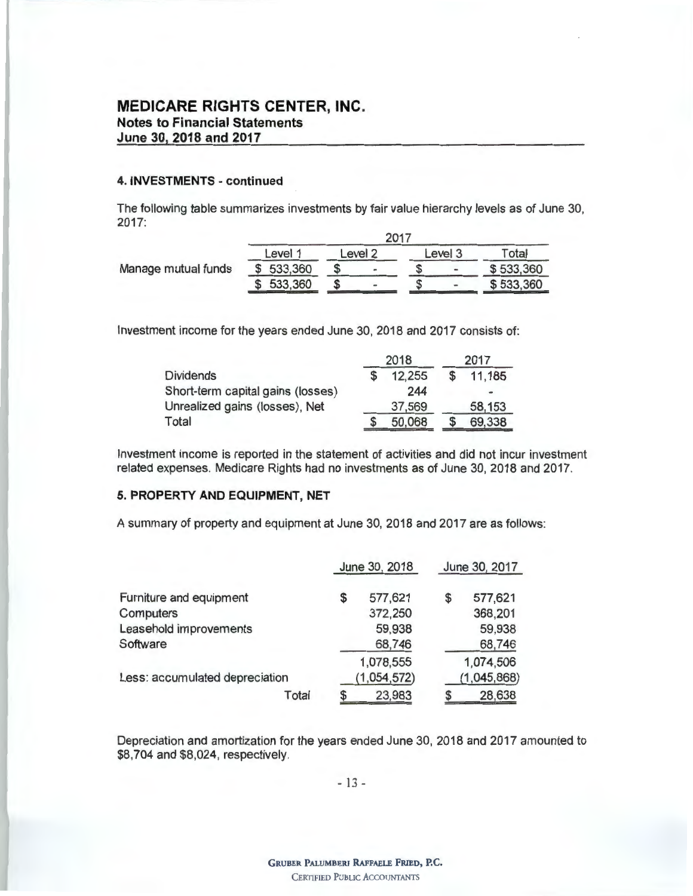# MEDICARE RIGHTS CENTER, INC.
## Notes to Financial Statements
## June 30, 2018 and 2017

### 4. INVESTMENTS - continued

The following table summarizes investments by fair value hierarchy levels as of June 30, 2017:

| | 2017 | | | |
|---|---|---|---|---|
| | Level 1 | Level 2 | Level 3 | Total |
| Manage mutual funds | $ 533,360 | $ - | $ - | $ 533,360 |
| | $ 533,360 | $ - | $ - | $ 533,360 |

Investment income for the years ended June 30, 2018 and 2017 consists of:

| | 2018 | 2017 |
|---|---|---|
| Dividends | $ 12,255 | $ 11,185 |
| Short-term capital gains (losses) | 244 | - |
| Unrealized gains (losses), Net | 37,569 | 58,153 |
| Total | $ 50,068 | $ 69,338 |

Investment income is reported in the statement of activities and did not incur investment related expenses. Medicare Rights had no investments as of June 30, 2018 and 2017.

### 5. PROPERTY AND EQUIPMENT, NET

A summary of property and equipment at June 30, 2018 and 2017 are as follows:

| | June 30, 2018 | June 30, 2017 |
|---|---|---|
| Furniture and equipment | $ 577,621 | $ 577,621 |
| Computers | 372,250 | 368,201 |
| Leasehold improvements | 59,938 | 59,938 |
| Software | 68,746 | 68,746 |
| | 1,078,555 | 1,074,506 |
| Less: accumulated depreciation | (1,054,572) | (1,045,868) |
| Total | $ 23,983 | $ 28,638 |

Depreciation and amortization for the years ended June 30, 2018 and 2017 amounted to $8,704 and $8,024, respectively.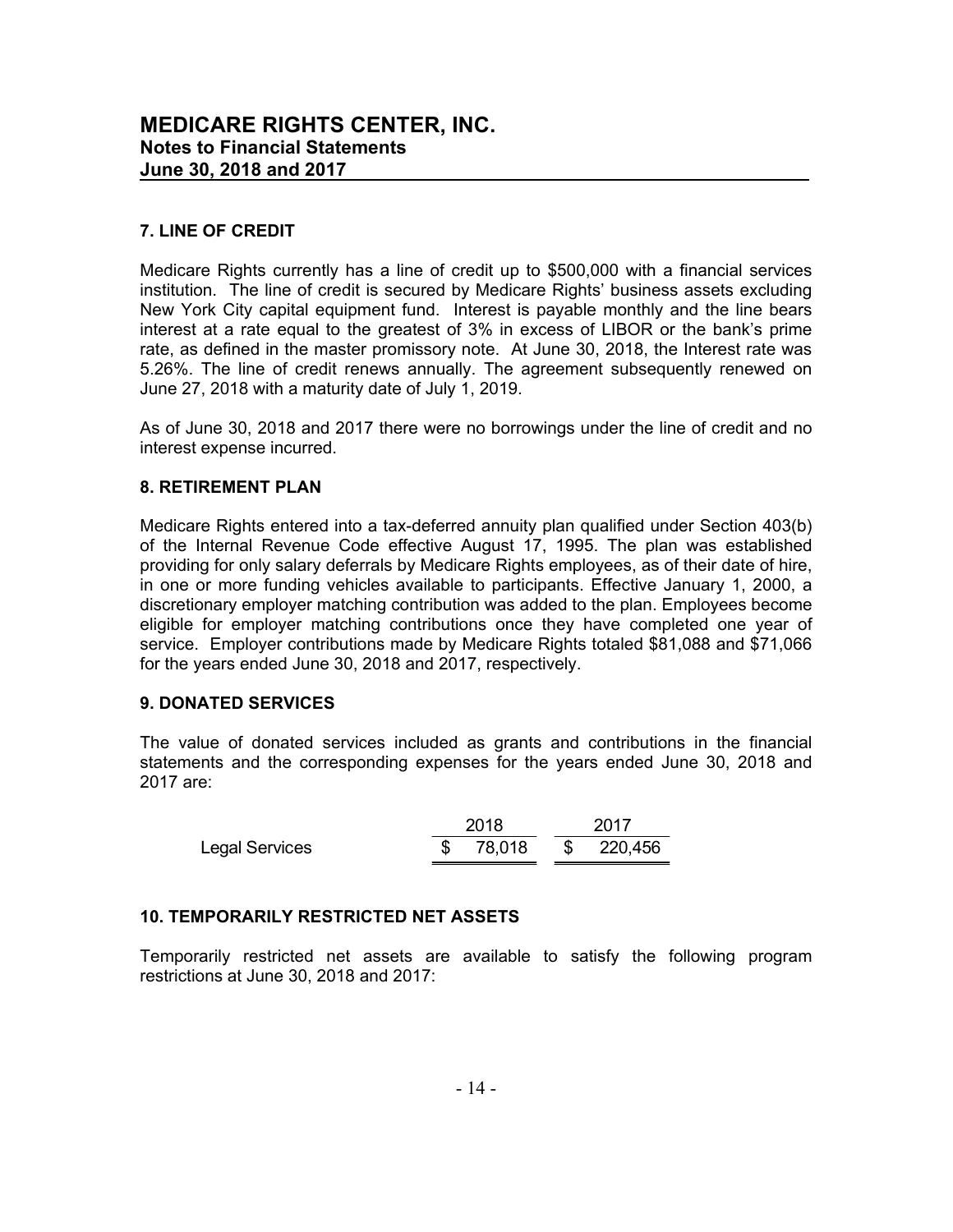# MEDICARE RIGHTS CENTER, INC.
## Notes to Financial Statements
## June 30, 2018 and 2017

### 7. LINE OF CREDIT

Medicare Rights currently has a line of credit up to $500,000 with a financial services institution. The line of credit is secured by Medicare Rights' business assets excluding New York City capital equipment fund. Interest is payable monthly and the line bears interest at a rate equal to the greatest of 3% in excess of LIBOR or the bank's prime rate, as defined in the master promissory note. At June 30, 2018, the Interest rate was 5.26%. The line of credit renews annually. The agreement subsequently renewed on June 27, 2018 with a maturity date of July 1, 2019.

As of June 30, 2018 and 2017 there were no borrowings under the line of credit and no interest expense incurred.

### 8. RETIREMENT PLAN

Medicare Rights entered into a tax-deferred annuity plan qualified under Section 403(b) of the Internal Revenue Code effective August 17, 1995. The plan was established providing for only salary deferrals by Medicare Rights employees, as of their date of hire, in one or more funding vehicles available to participants. Effective January 1, 2000, a discretionary employer matching contribution was added to the plan. Employees become eligible for employer matching contributions once they have completed one year of service. Employer contributions made by Medicare Rights totaled $81,088 and $71,066 for the years ended June 30, 2018 and 2017, respectively.

### 9. DONATED SERVICES

The value of donated services included as grants and contributions in the financial statements and the corresponding expenses for the years ended June 30, 2018 and 2017 are:

| | 2018 | 2017 |
|---|---|---|
| Legal Services | $ 78,018 | $ 220,456 |

### 10. TEMPORARILY RESTRICTED NET ASSETS

Temporarily restricted net assets are available to satisfy the following program restrictions at June 30, 2018 and 2017: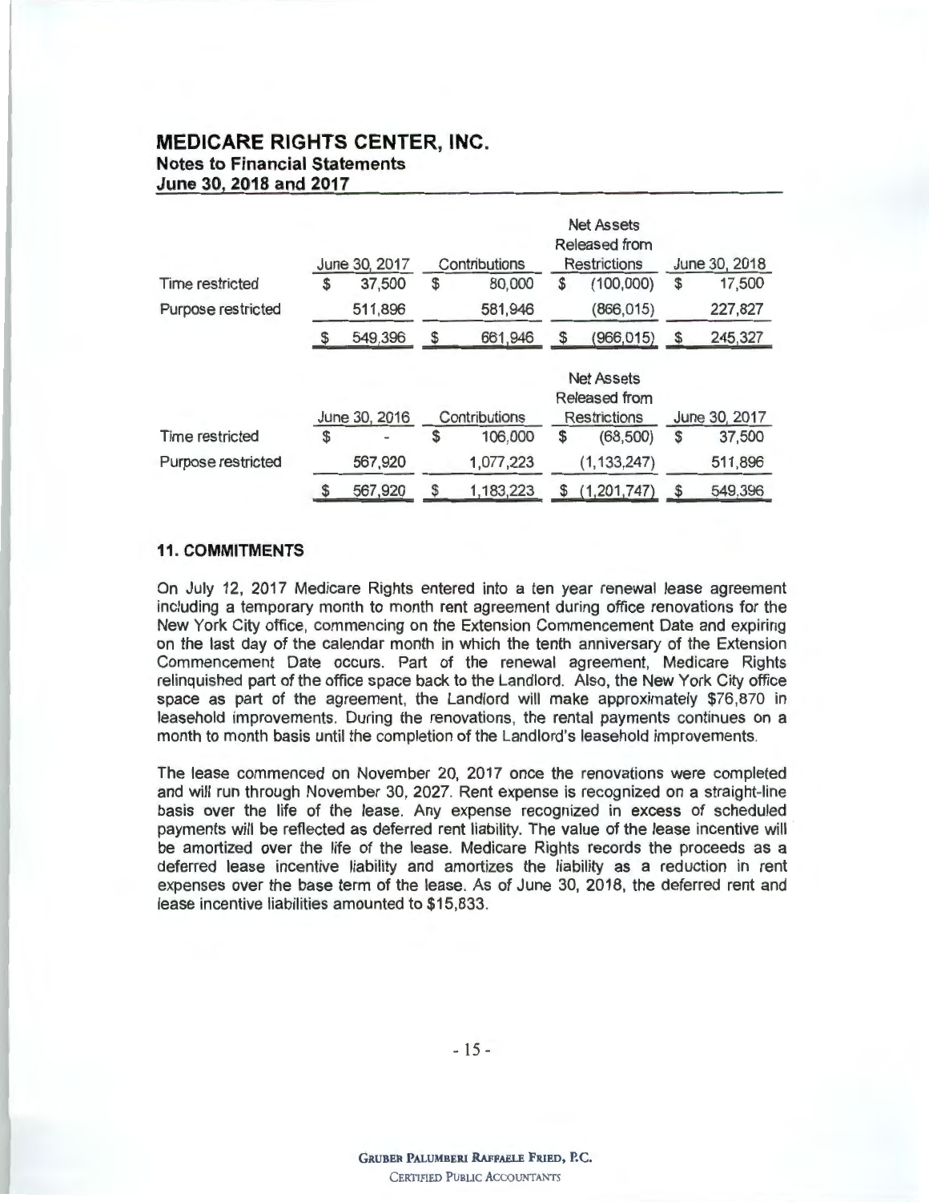| | June 30, 2017 | Contributions | Net Assets Released from Restrictions | June 30, 2018 |
|---|---|---|---|---|
| Time restricted | $ 37,500 | $ 80,000 | $ (100,000) | $ 17,500 |
| Purpose restricted | 511,896 | 581,946 | (866,015) | 227,827 |
| | $ 549,396 | $ 661,946 | $ (966,015) | $ 245,327 |

| | June 30, 2016 | Contributions | Net Assets Released from Restrictions | June 30, 2017 |
|---|---|---|---|---|
| Time restricted | $ - | $ 106,000 | $ (68,500) | $ 37,500 |
| Purpose restricted | 567,920 | 1,077,223 | (1,133,247) | 511,896 |
| | $ 567,920 | $ 1,183,223 | $ (1,201,747) | $ 549,396 |

## 11. COMMITMENTS

On July 12, 2017 Medicare Rights entered into a ten year renewal lease agreement including a temporary month to month rent agreement during office renovations for the New York City office, commencing on the Extension Commencement Date and expiring on the last day of the calendar month in which the tenth anniversary of the Extension Commencement Date occurs. Part of the renewal agreement, Medicare Rights relinquished part of the office space back to the Landlord. Also, the New York City office space as part of the agreement, the Landlord will make approximately $76,870 in leasehold improvements. During the renovations, the rental payments continues on a month to month basis until the completion of the Landlord's leasehold improvements.

The lease commenced on November 20, 2017 once the renovations were completed and will run through November 30, 2027. Rent expense is recognized on a straight-line basis over the life of the lease. Any expense recognized in excess of scheduled payments will be reflected as deferred rent liability. The value of the lease incentive will be amortized over the life of the lease. Medicare Rights records the proceeds as a deferred lease incentive liability and amortizes the liability as a reduction in rent expenses over the base term of the lease. As of June 30, 2018, the deferred rent and lease incentive liabilities amounted to $15,833.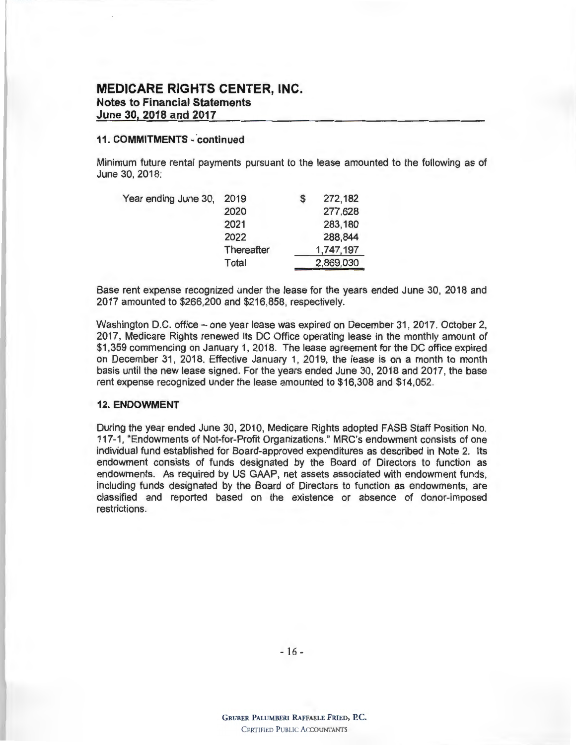# MEDICARE RIGHTS CENTER, INC.
## Notes to Financial Statements
## June 30, 2018 and 2017

### 11. COMMITMENTS - continued

Minimum future rental payments pursuant to the lease amounted to the following as of June 30, 2018:

| | | |
|---|---|---|
| Year ending June 30, | 2019 | $ 272,182 |
| | 2020 | 277,628 |
| | 2021 | 283,180 |
| | 2022 | 288,844 |
| | Thereafter | 1,747,197 |
| | Total | 2,869,030 |

Base rent expense recognized under the lease for the years ended June 30, 2018 and 2017 amounted to $266,200 and $216,858, respectively.

Washington D.C. office – one year lease was expired on December 31, 2017. October 2, 2017, Medicare Rights renewed its DC Office operating lease in the monthly amount of $1,359 commencing on January 1, 2018. The lease agreement for the DC office expired on December 31, 2018. Effective January 1, 2019, the lease is on a month to month basis until the new lease signed. For the years ended June 30, 2018 and 2017, the base rent expense recognized under the lease amounted to $16,308 and $14,052.

### 12. ENDOWMENT

During the year ended June 30, 2010, Medicare Rights adopted FASB Staff Position No. 117-1, "Endowments of Not-for-Profit Organizations." MRC's endowment consists of one individual fund established for Board-approved expenditures as described in Note 2. Its endowment consists of funds designated by the Board of Directors to function as endowments. As required by US GAAP, net assets associated with endowment funds, including funds designated by the Board of Directors to function as endowments, are classified and reported based on the existence or absence of donor-imposed restrictions.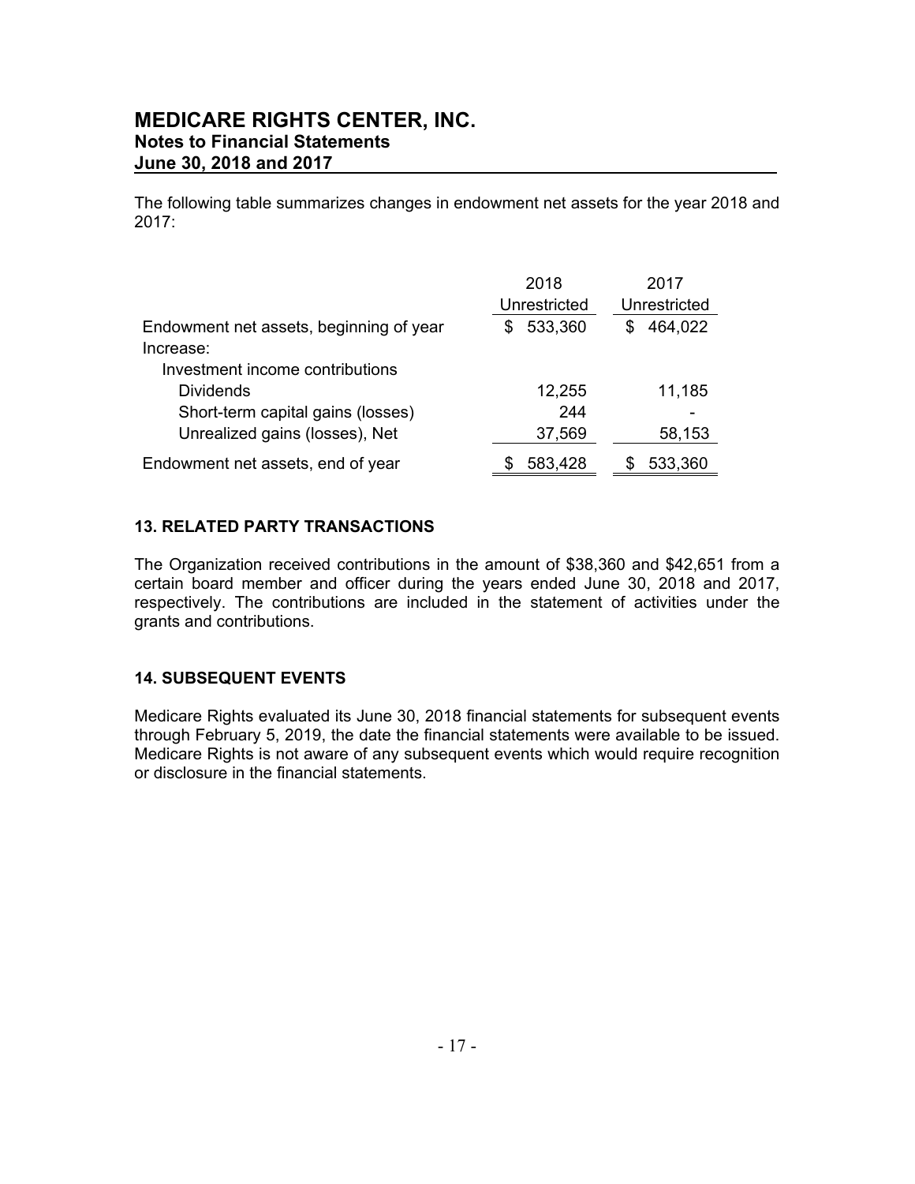# MEDICARE RIGHTS CENTER, INC.
## Notes to Financial Statements
## June 30, 2018 and 2017

The following table summarizes changes in endowment net assets for the year 2018 and 2017:

| | 2018 Unrestricted | 2017 Unrestricted |
|---|---|---|
| Endowment net assets, beginning of year | $ 533,360 | $ 464,022 |
| Increase: | | |
| Investment income contributions | | |
| Dividends | 12,255 | 11,185 |
| Short-term capital gains (losses) | 244 | - |
| Unrealized gains (losses), Net | 37,569 | 58,153 |
| Endowment net assets, end of year | $ 583,428 | $ 533,360 |

### 13. RELATED PARTY TRANSACTIONS

The Organization received contributions in the amount of $38,360 and $42,651 from a certain board member and officer during the years ended June 30, 2018 and 2017, respectively. The contributions are included in the statement of activities under the grants and contributions.

### 14. SUBSEQUENT EVENTS

Medicare Rights evaluated its June 30, 2018 financial statements for subsequent events through February 5, 2019, the date the financial statements were available to be issued. Medicare Rights is not aware of any subsequent events which would require recognition or disclosure in the financial statements.